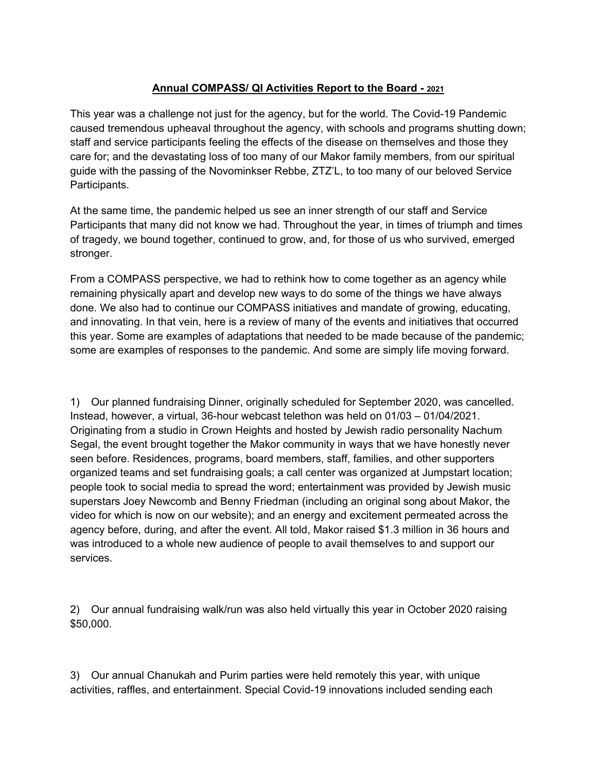## **Annual COMPASS/ QI Activities Report to the Board - 2021**

This year was a challenge not just for the agency, but for the world. The Covid-19 Pandemic caused tremendous upheaval throughout the agency, with schools and programs shutting down; staff and service participants feeling the effects of the disease on themselves and those they care for; and the devastating loss of too many of our Makor family members, from our spiritual guide with the passing of the Novominkser Rebbe, ZTZ'L, to too many of our beloved Service Participants.

At the same time, the pandemic helped us see an inner strength of our staff and Service Participants that many did not know we had. Throughout the year, in times of triumph and times of tragedy, we bound together, continued to grow, and, for those of us who survived, emerged stronger.

From a COMPASS perspective, we had to rethink how to come together as an agency while remaining physically apart and develop new ways to do some of the things we have always done. We also had to continue our COMPASS initiatives and mandate of growing, educating, and innovating. In that vein, here is a review of many of the events and initiatives that occurred this year. Some are examples of adaptations that needed to be made because of the pandemic; some are examples of responses to the pandemic. And some are simply life moving forward.

1) Our planned fundraising Dinner, originally scheduled for September 2020, was cancelled. Instead, however, a virtual, 36-hour webcast telethon was held on 01/03 – 01/04/2021. Originating from a studio in Crown Heights and hosted by Jewish radio personality Nachum Segal, the event brought together the Makor community in ways that we have honestly never seen before. Residences, programs, board members, staff, families, and other supporters organized teams and set fundraising goals; a call center was organized at Jumpstart location; people took to social media to spread the word; entertainment was provided by Jewish music superstars Joey Newcomb and Benny Friedman (including an original song about Makor, the video for which is now on our website); and an energy and excitement permeated across the agency before, during, and after the event. All told, Makor raised $1.3 million in 36 hours and was introduced to a whole new audience of people to avail themselves to and support our services.

2) Our annual fundraising walk/run was also held virtually this year in October 2020 raising $50,000.

3) Our annual Chanukah and Purim parties were held remotely this year, with unique activities, raffles, and entertainment. Special Covid-19 innovations included sending each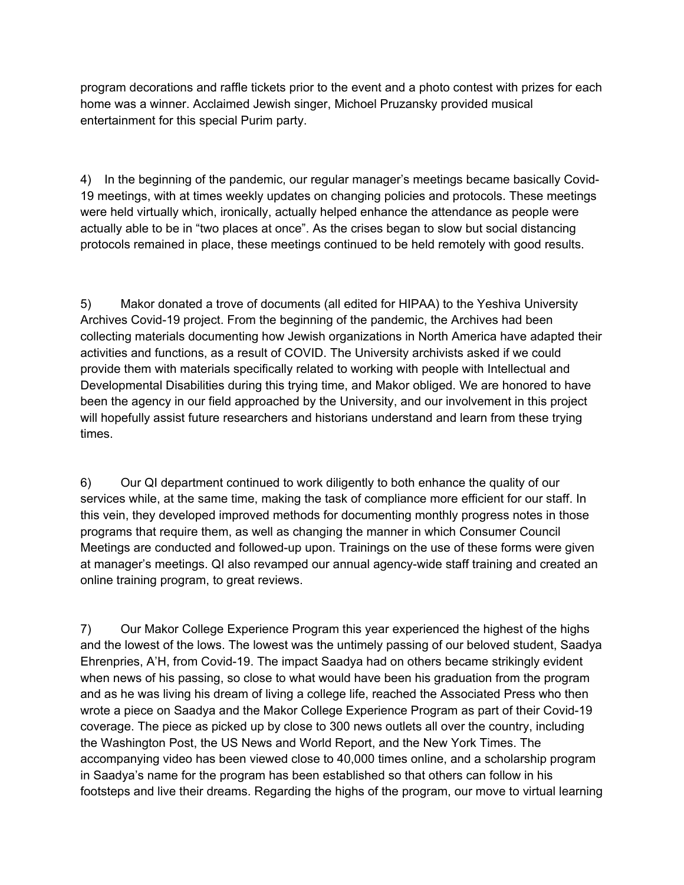program decorations and raffle tickets prior to the event and a photo contest with prizes for each home was a winner. Acclaimed Jewish singer, Michoel Pruzansky provided musical entertainment for this special Purim party.

4) In the beginning of the pandemic, our regular manager's meetings became basically Covid-19 meetings, with at times weekly updates on changing policies and protocols. These meetings were held virtually which, ironically, actually helped enhance the attendance as people were actually able to be in "two places at once". As the crises began to slow but social distancing protocols remained in place, these meetings continued to be held remotely with good results.

5) Makor donated a trove of documents (all edited for HIPAA) to the Yeshiva University Archives Covid-19 project. From the beginning of the pandemic, the Archives had been collecting materials documenting how Jewish organizations in North America have adapted their activities and functions, as a result of COVID. The University archivists asked if we could provide them with materials specifically related to working with people with Intellectual and Developmental Disabilities during this trying time, and Makor obliged. We are honored to have been the agency in our field approached by the University, and our involvement in this project will hopefully assist future researchers and historians understand and learn from these trying times.

6) Our QI department continued to work diligently to both enhance the quality of our services while, at the same time, making the task of compliance more efficient for our staff. In this vein, they developed improved methods for documenting monthly progress notes in those programs that require them, as well as changing the manner in which Consumer Council Meetings are conducted and followed-up upon. Trainings on the use of these forms were given at manager's meetings. QI also revamped our annual agency-wide staff training and created an online training program, to great reviews.

7) Our Makor College Experience Program this year experienced the highest of the highs and the lowest of the lows. The lowest was the untimely passing of our beloved student, Saadya Ehrenpries, A'H, from Covid-19. The impact Saadya had on others became strikingly evident when news of his passing, so close to what would have been his graduation from the program and as he was living his dream of living a college life, reached the Associated Press who then wrote a piece on Saadya and the Makor College Experience Program as part of their Covid-19 coverage. The piece as picked up by close to 300 news outlets all over the country, including the Washington Post, the US News and World Report, and the New York Times. The accompanying video has been viewed close to 40,000 times online, and a scholarship program in Saadya's name for the program has been established so that others can follow in his footsteps and live their dreams. Regarding the highs of the program, our move to virtual learning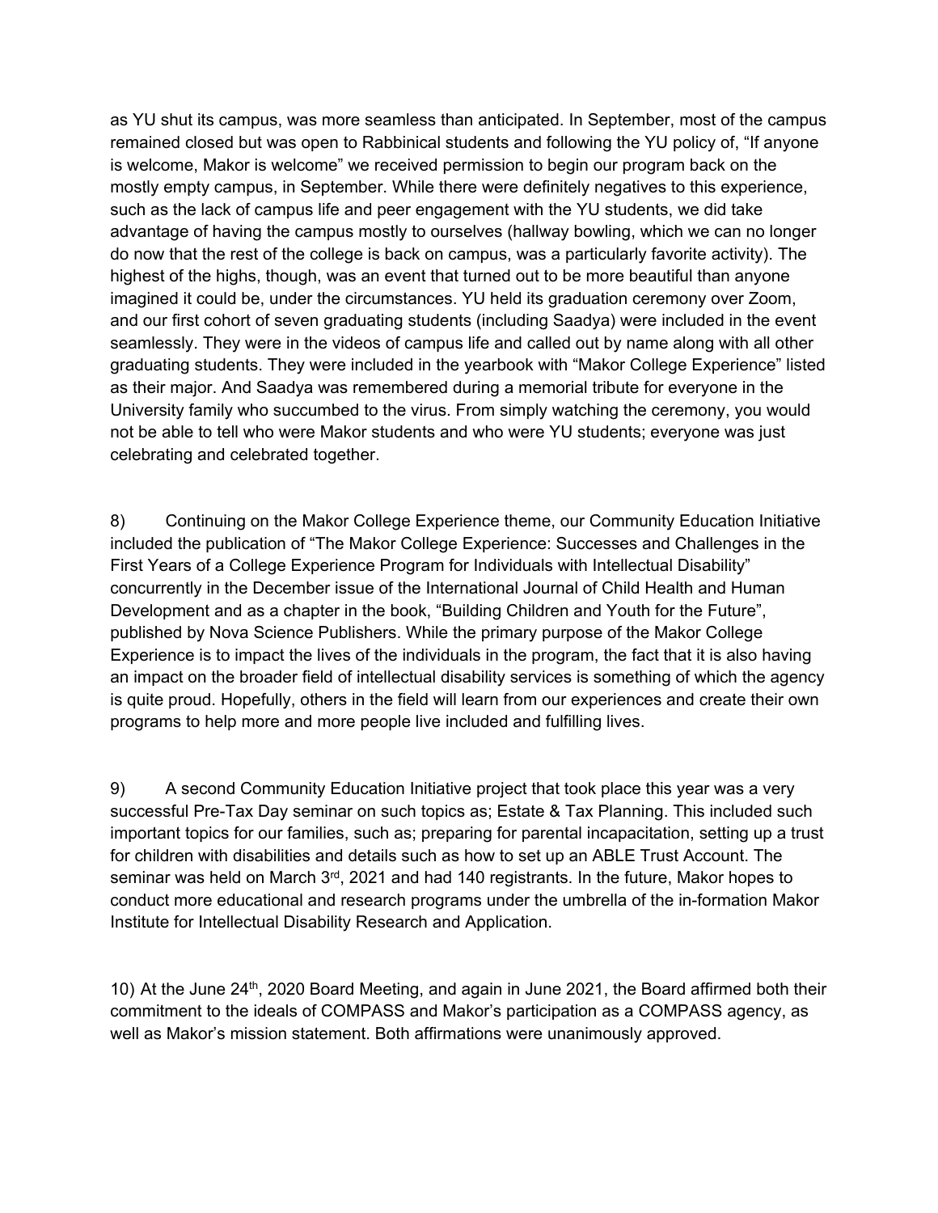as YU shut its campus, was more seamless than anticipated. In September, most of the campus remained closed but was open to Rabbinical students and following the YU policy of, "If anyone is welcome, Makor is welcome" we received permission to begin our program back on the mostly empty campus, in September. While there were definitely negatives to this experience, such as the lack of campus life and peer engagement with the YU students, we did take advantage of having the campus mostly to ourselves (hallway bowling, which we can no longer do now that the rest of the college is back on campus, was a particularly favorite activity). The highest of the highs, though, was an event that turned out to be more beautiful than anyone imagined it could be, under the circumstances. YU held its graduation ceremony over Zoom, and our first cohort of seven graduating students (including Saadya) were included in the event seamlessly. They were in the videos of campus life and called out by name along with all other graduating students. They were included in the yearbook with "Makor College Experience" listed as their major. And Saadya was remembered during a memorial tribute for everyone in the University family who succumbed to the virus. From simply watching the ceremony, you would not be able to tell who were Makor students and who were YU students; everyone was just celebrating and celebrated together.

8) Continuing on the Makor College Experience theme, our Community Education Initiative included the publication of "The Makor College Experience: Successes and Challenges in the First Years of a College Experience Program for Individuals with Intellectual Disability" concurrently in the December issue of the International Journal of Child Health and Human Development and as a chapter in the book, "Building Children and Youth for the Future", published by Nova Science Publishers. While the primary purpose of the Makor College Experience is to impact the lives of the individuals in the program, the fact that it is also having an impact on the broader field of intellectual disability services is something of which the agency is quite proud. Hopefully, others in the field will learn from our experiences and create their own programs to help more and more people live included and fulfilling lives.

9) A second Community Education Initiative project that took place this year was a very successful Pre-Tax Day seminar on such topics as; Estate & Tax Planning. This included such important topics for our families, such as; preparing for parental incapacitation, setting up a trust for children with disabilities and details such as how to set up an ABLE Trust Account. The seminar was held on March 3rd, 2021 and had 140 registrants. In the future, Makor hopes to conduct more educational and research programs under the umbrella of the in-formation Makor Institute for Intellectual Disability Research and Application.

10) At the June 24th, 2020 Board Meeting, and again in June 2021, the Board affirmed both their commitment to the ideals of COMPASS and Makor's participation as a COMPASS agency, as well as Makor's mission statement. Both affirmations were unanimously approved.